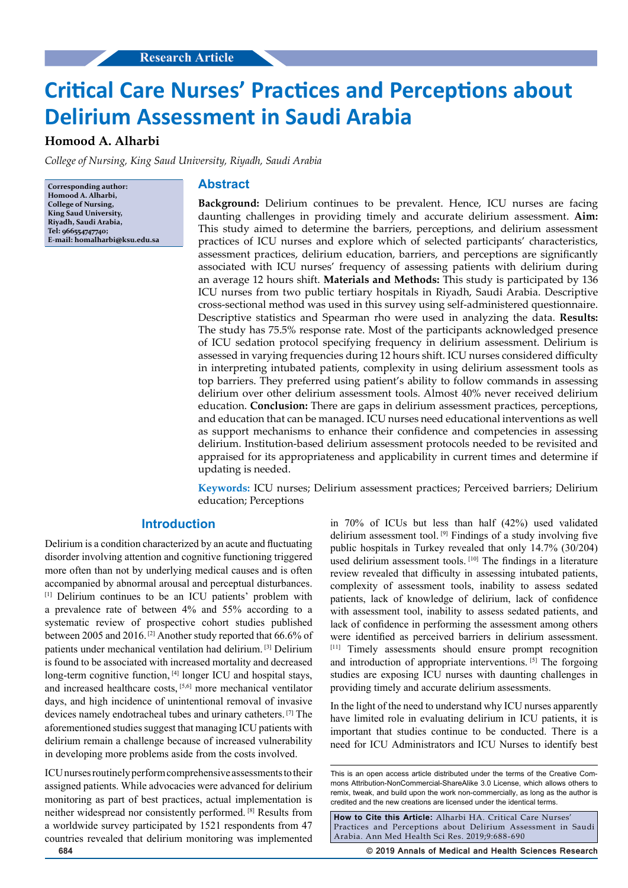Research Article

# Critical Care Nurses' Practices and Perceptions about Delirium Assessment in Saudi Arabia

**Homood A. Alharbi**

*College of Nursing, King Saud University, Riyadh, Saudi Arabia*

**Corresponding author: Homood A. Alharbi, College of Nursing, King Saud University, Riyadh, Saudi Arabia, Tel: 966554747740; E-mail: homalharbi@ksu.edu.sa**

## Abstract

**Background:** Delirium continues to be prevalent. Hence, ICU nurses are facing daunting challenges in providing timely and accurate delirium assessment. **Aim:** This study aimed to determine the barriers, perceptions, and delirium assessment practices of ICU nurses and explore which of selected participants' characteristics, assessment practices, delirium education, barriers, and perceptions are significantly associated with ICU nurses' frequency of assessing patients with delirium during an average 12 hours shift. **Materials and Methods:** This study is participated by 136 ICU nurses from two public tertiary hospitals in Riyadh, Saudi Arabia. Descriptive cross-sectional method was used in this survey using self-administered questionnaire. Descriptive statistics and Spearman rho were used in analyzing the data. **Results:** The study has 75.5% response rate. Most of the participants acknowledged presence of ICU sedation protocol specifying frequency in delirium assessment. Delirium is assessed in varying frequencies during 12 hours shift. ICU nurses considered difficulty in interpreting intubated patients, complexity in using delirium assessment tools as top barriers. They preferred using patient's ability to follow commands in assessing delirium over other delirium assessment tools. Almost 40% never received delirium education. **Conclusion:** There are gaps in delirium assessment practices, perceptions, and education that can be managed. ICU nurses need educational interventions as well as support mechanisms to enhance their confidence and competencies in assessing delirium. Institution-based delirium assessment protocols needed to be revisited and appraised for its appropriateness and applicability in current times and determine if updating is needed.

**Keywords:** ICU nurses; Delirium assessment practices; Perceived barriers; Delirium education; Perceptions

## Introduction

Delirium is a condition characterized by an acute and fluctuating disorder involving attention and cognitive functioning triggered more often than not by underlying medical causes and is often accompanied by abnormal arousal and perceptual disturbances. [1] Delirium continues to be an ICU patients' problem with a prevalence rate of between 4% and 55% according to a systematic review of prospective cohort studies published between 2005 and 2016. [2] Another study reported that 66.6% of patients under mechanical ventilation had delirium. [3] Delirium is found to be associated with increased mortality and decreased long-term cognitive function, [4] longer ICU and hospital stays, and increased healthcare costs, [5,6] more mechanical ventilator days, and high incidence of unintentional removal of invasive devices namely endotracheal tubes and urinary catheters. [7] The aforementioned studies suggest that managing ICU patients with delirium remain a challenge because of increased vulnerability in developing more problems aside from the costs involved.

ICU nurses routinely perform comprehensive assessments to their assigned patients. While advocacies were advanced for delirium monitoring as part of best practices, actual implementation is neither widespread nor consistently performed. [8] Results from a worldwide survey participated by 1521 respondents from 47 countries revealed that delirium monitoring was implemented in 70% of ICUs but less than half (42%) used validated delirium assessment tool. [9] Findings of a study involving five public hospitals in Turkey revealed that only 14.7% (30/204) used delirium assessment tools. [10] The findings in a literature review revealed that difficulty in assessing intubated patients, complexity of assessment tools, inability to assess sedated patients, lack of knowledge of delirium, lack of confidence with assessment tool, inability to assess sedated patients, and lack of confidence in performing the assessment among others were identified as perceived barriers in delirium assessment. [11] Timely assessments should ensure prompt recognition and introduction of appropriate interventions. [5] The forgoing studies are exposing ICU nurses with daunting challenges in providing timely and accurate delirium assessments.

In the light of the need to understand why ICU nurses apparently have limited role in evaluating delirium in ICU patients, it is important that studies continue to be conducted. There is a need for ICU Administrators and ICU Nurses to identify best

This is an open access article distributed under the terms of the Creative Commons Attribution-NonCommercial-ShareAlike 3.0 License, which allows others to remix, tweak, and build upon the work non-commercially, as long as the author is credited and the new creations are licensed under the identical terms.

**How to Cite this Article:** Alharbi HA. Critical Care Nurses' Practices and Perceptions about Delirium Assessment in Saudi Arabia. Ann Med Health Sci Res. 2019;9:688-690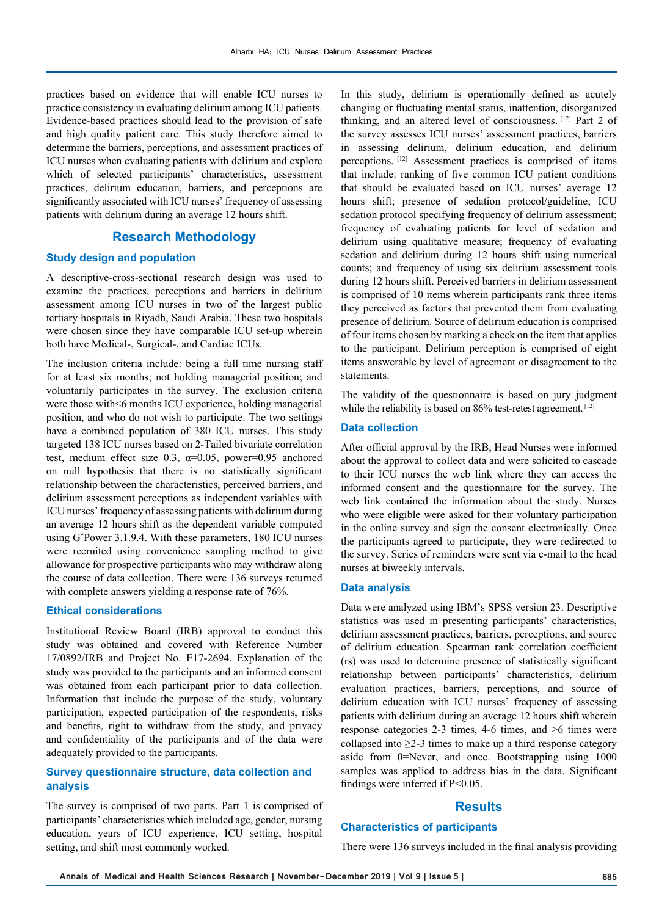practices based on evidence that will enable ICU nurses to practice consistency in evaluating delirium among ICU patients. Evidence-based practices should lead to the provision of safe and high quality patient care. This study therefore aimed to determine the barriers, perceptions, and assessment practices of ICU nurses when evaluating patients with delirium and explore which of selected participants' characteristics, assessment practices, delirium education, barriers, and perceptions are significantly associated with ICU nurses' frequency of assessing patients with delirium during an average 12 hours shift.

## Research Methodology

### Study design and population

A descriptive-cross-sectional research design was used to examine the practices, perceptions and barriers in delirium assessment among ICU nurses in two of the largest public tertiary hospitals in Riyadh, Saudi Arabia. These two hospitals were chosen since they have comparable ICU set-up wherein both have Medical-, Surgical-, and Cardiac ICUs.

The inclusion criteria include: being a full time nursing staff for at least six months; not holding managerial position; and voluntarily participates in the survey. The exclusion criteria were those with<6 months ICU experience, holding managerial position, and who do not wish to participate. The two settings have a combined population of 380 ICU nurses. This study targeted 138 ICU nurses based on 2-Tailed bivariate correlation test, medium effect size 0.3, α=0.05, power=0.95 anchored on null hypothesis that there is no statistically significant relationship between the characteristics, perceived barriers, and delirium assessment perceptions as independent variables with ICU nurses' frequency of assessing patients with delirium during an average 12 hours shift as the dependent variable computed using G*Power 3.1.9.4. With these parameters, 180 ICU nurses were recruited using convenience sampling method to give allowance for prospective participants who may withdraw along the course of data collection. There were 136 surveys returned with complete answers yielding a response rate of 76%.

### Ethical considerations

Institutional Review Board (IRB) approval to conduct this study was obtained and covered with Reference Number 17/0892/IRB and Project No. E17-2694. Explanation of the study was provided to the participants and an informed consent was obtained from each participant prior to data collection. Information that include the purpose of the study, voluntary participation, expected participation of the respondents, risks and benefits, right to withdraw from the study, and privacy and confidentiality of the participants and of the data were adequately provided to the participants.

### Survey questionnaire structure, data collection and analysis

The survey is comprised of two parts. Part 1 is comprised of participants' characteristics which included age, gender, nursing education, years of ICU experience, ICU setting, hospital setting, and shift most commonly worked.

In this study, delirium is operationally defined as acutely changing or fluctuating mental status, inattention, disorganized thinking, and an altered level of consciousness. [12] Part 2 of the survey assesses ICU nurses' assessment practices, barriers in assessing delirium, delirium education, and delirium perceptions. [12] Assessment practices is comprised of items that include: ranking of five common ICU patient conditions that should be evaluated based on ICU nurses' average 12 hours shift; presence of sedation protocol/guideline; ICU sedation protocol specifying frequency of delirium assessment; frequency of evaluating patients for level of sedation and delirium using qualitative measure; frequency of evaluating sedation and delirium during 12 hours shift using numerical counts; and frequency of using six delirium assessment tools during 12 hours shift. Perceived barriers in delirium assessment is comprised of 10 items wherein participants rank three items they perceived as factors that prevented them from evaluating presence of delirium. Source of delirium education is comprised of four items chosen by marking a check on the item that applies to the participant. Delirium perception is comprised of eight items answerable by level of agreement or disagreement to the statements.

The validity of the questionnaire is based on jury judgment while the reliability is based on 86% test-retest agreement. [12]

### Data collection

After official approval by the IRB, Head Nurses were informed about the approval to collect data and were solicited to cascade to their ICU nurses the web link where they can access the informed consent and the questionnaire for the survey. The web link contained the information about the study. Nurses who were eligible were asked for their voluntary participation in the online survey and sign the consent electronically. Once the participants agreed to participate, they were redirected to the survey. Series of reminders were sent via e-mail to the head nurses at biweekly intervals.

### Data analysis

Data were analyzed using IBM's SPSS version 23. Descriptive statistics was used in presenting participants' characteristics, delirium assessment practices, barriers, perceptions, and source of delirium education. Spearman rank correlation coefficient ($r_s$) was used to determine presence of statistically significant relationship between participants' characteristics, delirium evaluation practices, barriers, perceptions, and source of delirium education with ICU nurses' frequency of assessing patients with delirium during an average 12 hours shift wherein response categories 2-3 times, 4-6 times, and >6 times were collapsed into ≥2-3 times to make up a third response category aside from 0=Never, and once. Bootstrapping using 1000 samples was applied to address bias in the data. Significant findings were inferred if $P<0.05$.

## Results

### Characteristics of participants

There were 136 surveys included in the final analysis providing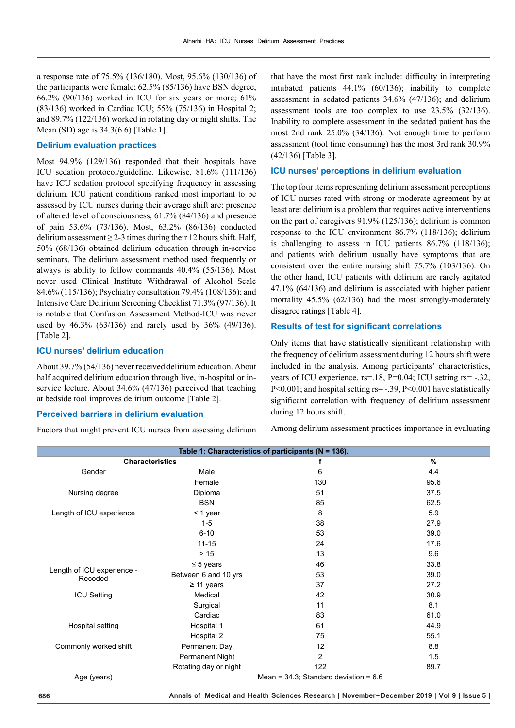a response rate of 75.5% (136/180). Most, 95.6% (130/136) of the participants were female; 62.5% (85/136) have BSN degree, 66.2% (90/136) worked in ICU for six years or more; 61% (83/136) worked in Cardiac ICU; 55% (75/136) in Hospital 2; and 89.7% (122/136) worked in rotating day or night shifts. The Mean (SD) age is 34.3(6.6) [Table 1].

### Delirium evaluation practices

Most 94.9% (129/136) responded that their hospitals have ICU sedation protocol/guideline. Likewise, 81.6% (111/136) have ICU sedation protocol specifying frequency in assessing delirium. ICU patient conditions ranked most important to be assessed by ICU nurses during their average shift are: presence of altered level of consciousness, 61.7% (84/136) and presence of pain 53.6% (73/136). Most, 63.2% (86/136) conducted delirium assessment ≥ 2-3 times during their 12 hours shift. Half, 50% (68/136) obtained delirium education through in-service seminars. The delirium assessment method used frequently or always is ability to follow commands 40.4% (55/136). Most never used Clinical Institute Withdrawal of Alcohol Scale 84.6% (115/136); Psychiatry consultation 79.4% (108/136); and Intensive Care Delirium Screening Checklist 71.3% (97/136). It is notable that Confusion Assessment Method-ICU was never used by 46.3% (63/136) and rarely used by 36% (49/136). [Table 2].

### ICU nurses' delirium education

About 39.7% (54/136) never received delirium education. About half acquired delirium education through live, in-hospital or in-service lecture. About 34.6% (47/136) perceived that teaching at bedside tool improves delirium outcome [Table 2].

### Perceived barriers in delirium evaluation

Factors that might prevent ICU nurses from assessing delirium that have the most first rank include: difficulty in interpreting intubated patients 44.1% (60/136); inability to complete assessment in sedated patients 34.6% (47/136); and delirium assessment tools are too complex to use 23.5% (32/136). Inability to complete assessment in the sedated patient has the most 2nd rank 25.0% (34/136). Not enough time to perform assessment (tool time consuming) has the most 3rd rank 30.9% (42/136) [Table 3].

### ICU nurses' perceptions in delirium evaluation

The top four items representing delirium assessment perceptions of ICU nurses rated with strong or moderate agreement by at least are: delirium is a problem that requires active interventions on the part of caregivers 91.9% (125/136); delirium is common response to the ICU environment 86.7% (118/136); delirium is challenging to assess in ICU patients 86.7% (118/136); and patients with delirium usually have symptoms that are consistent over the entire nursing shift 75.7% (103/136). On the other hand, ICU patients with delirium are rarely agitated 47.1% (64/136) and delirium is associated with higher patient mortality 45.5% (62/136) had the most strongly-moderately disagree ratings [Table 4].

### Results of test for significant correlations

Only items that have statistically significant relationship with the frequency of delirium assessment during 12 hours shift were included in the analysis. Among participants' characteristics, years of ICU experience, $r_s$=.18, P=0.04; ICU setting $r_s$= -.32, P<0.001; and hospital setting $r_s$= -.39, P<0.001 have statistically significant correlation with frequency of delirium assessment during 12 hours shift.

Among delirium assessment practices importance in evaluating

**Table 1: Characteristics of participants (N = 136).**

| Characteristics | | f | % |
|---|---|---|---|
| Gender | Male | 6 | 4.4 |
| | Female | 130 | 95.6 |
| Nursing degree | Diploma | 51 | 37.5 |
| | BSN | 85 | 62.5 |
| Length of ICU experience | < 1 year | 8 | 5.9 |
| | 1-5 | 38 | 27.9 |
| | 6-10 | 53 | 39.0 |
| | 11-15 | 24 | 17.6 |
| | > 15 | 13 | 9.6 |
| Length of ICU experience - Recoded | ≤ 5 years | 46 | 33.8 |
| | Between 6 and 10 yrs | 53 | 39.0 |
| | ≥ 11 years | 37 | 27.2 |
| ICU Setting | Medical | 42 | 30.9 |
| | Surgical | 11 | 8.1 |
| | Cardiac | 83 | 61.0 |
| Hospital setting | Hospital 1 | 61 | 44.9 |
| | Hospital 2 | 75 | 55.1 |
| Commonly worked shift | Permanent Day | 12 | 8.8 |
| | Permanent Night | 2 | 1.5 |
| | Rotating day or night | 122 | 89.7 |
| Age (years) | | Mean = 34.3; Standard deviation = 6.6 | |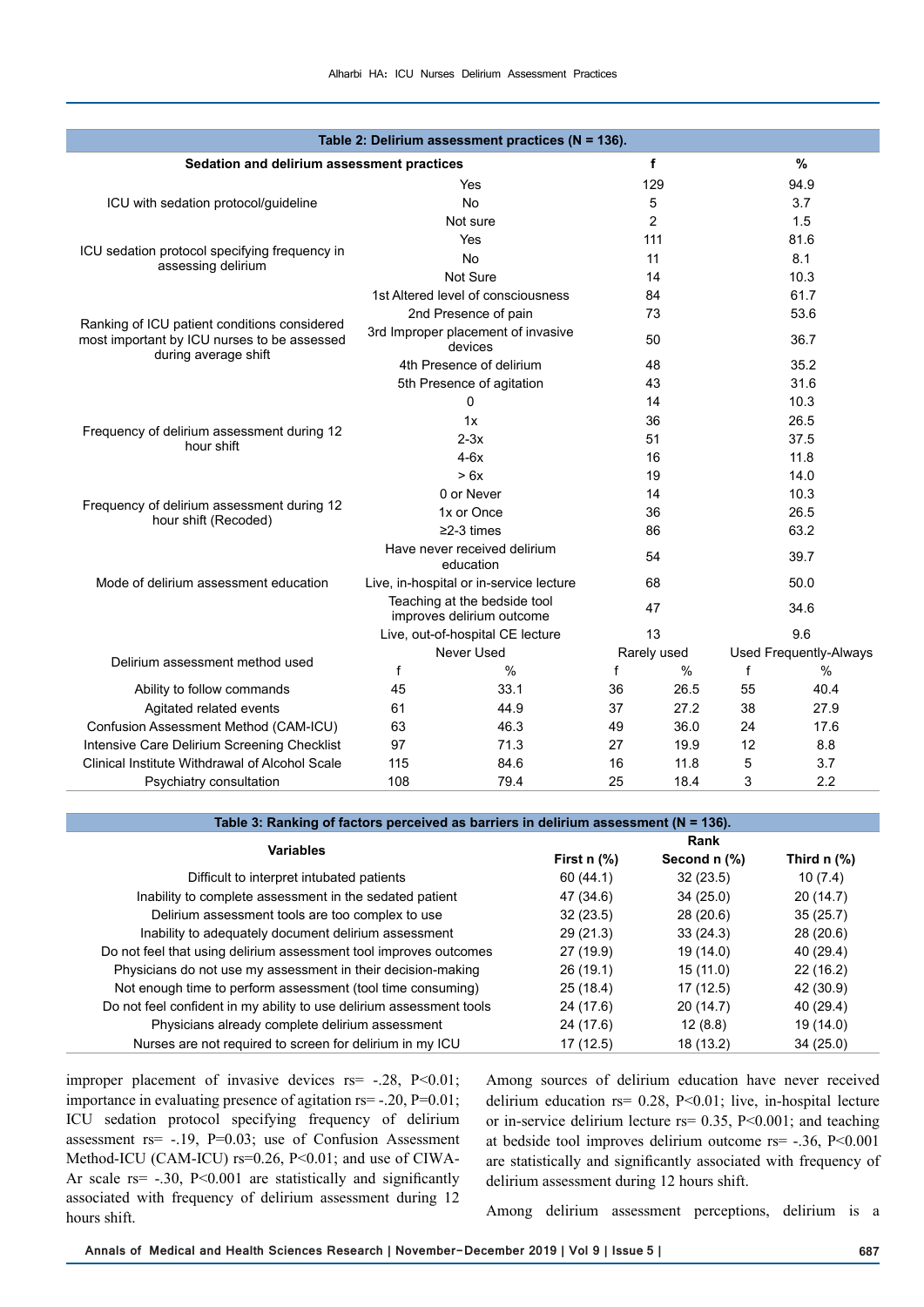**Table 2: Delirium assessment practices (N = 136).**

| Sedation and delirium assessment practices | | f | | % | |
|---|---|---|---|---|---|
| ICU with sedation protocol/guideline | Yes | 129 | | 94.9 | |
| | No | 5 | | 3.7 | |
| | Not sure | 2 | | 1.5 | |
| ICU sedation protocol specifying frequency in assessing delirium | Yes | 111 | | 81.6 | |
| | No | 11 | | 8.1 | |
| | Not Sure | 14 | | 10.3 | |
| Ranking of ICU patient conditions considered most important by ICU nurses to be assessed during average shift | 1st Altered level of consciousness | 84 | | 61.7 | |
| | 2nd Presence of pain | 73 | | 53.6 | |
| | 3rd Improper placement of invasive devices | 50 | | 36.7 | |
| | 4th Presence of delirium | 48 | | 35.2 | |
| | 5th Presence of agitation | 43 | | 31.6 | |
| Frequency of delirium assessment during 12 hour shift | 0 | 14 | | 10.3 | |
| | 1x | 36 | | 26.5 | |
| | 2-3x | 51 | | 37.5 | |
| | 4-6x | 16 | | 11.8 | |
| | > 6x | 19 | | 14.0 | |
| Frequency of delirium assessment during 12 hour shift (Recoded) | 0 or Never | 14 | | 10.3 | |
| | 1x or Once | 36 | | 26.5 | |
| | ≥2-3 times | 86 | | 63.2 | |
| Mode of delirium assessment education | Have never received delirium education | 54 | | 39.7 | |
| | Live, in-hospital or in-service lecture | 68 | | 50.0 | |
| | Teaching at the bedside tool improves delirium outcome | 47 | | 34.6 | |
| | Live, out-of-hospital CE lecture | 13 | | 9.6 | |
| Delirium assessment method used | Never Used | | Rarely used | | Used Frequently-Always | |
| | f | % | f | % | f | % |
| Ability to follow commands | 45 | 33.1 | 36 | 26.5 | 55 | 40.4 |
| Agitated related events | 61 | 44.9 | 37 | 27.2 | 38 | 27.9 |
| Confusion Assessment Method (CAM-ICU) | 63 | 46.3 | 49 | 36.0 | 24 | 17.6 |
| Intensive Care Delirium Screening Checklist | 97 | 71.3 | 27 | 19.9 | 12 | 8.8 |
| Clinical Institute Withdrawal of Alcohol Scale | 115 | 84.6 | 16 | 11.8 | 5 | 3.7 |
| Psychiatry consultation | 108 | 79.4 | 25 | 18.4 | 3 | 2.2 |

**Table 3: Ranking of factors perceived as barriers in delirium assessment (N = 136).**

| Variables | Rank | | |
|---|---|---|---|
| | First n (%) | Second n (%) | Third n (%) |
| Difficult to interpret intubated patients | 60 (44.1) | 32 (23.5) | 10 (7.4) |
| Inability to complete assessment in the sedated patient | 47 (34.6) | 34 (25.0) | 20 (14.7) |
| Delirium assessment tools are too complex to use | 32 (23.5) | 28 (20.6) | 35 (25.7) |
| Inability to adequately document delirium assessment | 29 (21.3) | 33 (24.3) | 28 (20.6) |
| Do not feel that using delirium assessment tool improves outcomes | 27 (19.9) | 19 (14.0) | 40 (29.4) |
| Physicians do not use my assessment in their decision-making | 26 (19.1) | 15 (11.0) | 22 (16.2) |
| Not enough time to perform assessment (tool time consuming) | 25 (18.4) | 17 (12.5) | 42 (30.9) |
| Do not feel confident in my ability to use delirium assessment tools | 24 (17.6) | 20 (14.7) | 40 (29.4) |
| Physicians already complete delirium assessment | 24 (17.6) | 12 (8.8) | 19 (14.0) |
| Nurses are not required to screen for delirium in my ICU | 17 (12.5) | 18 (13.2) | 34 (25.0) |

improper placement of invasive devices rs= -.28, P<0.01; importance in evaluating presence of agitation rs= -.20, P=0.01; ICU sedation protocol specifying frequency of delirium assessment rs= -.19, P=0.03; use of Confusion Assessment Method-ICU (CAM-ICU) rs=0.26, P<0.01; and use of CIWA-Ar scale rs= -.30, P<0.001 are statistically and significantly associated with frequency of delirium assessment during 12 hours shift.

Among sources of delirium education have never received delirium education rs= 0.28, P<0.01; live, in-hospital lecture or in-service delirium lecture rs= 0.35, P<0.001; and teaching at bedside tool improves delirium outcome rs= -.36, P<0.001 are statistically and significantly associated with frequency of delirium assessment during 12 hours shift.

Among delirium assessment perceptions, delirium is a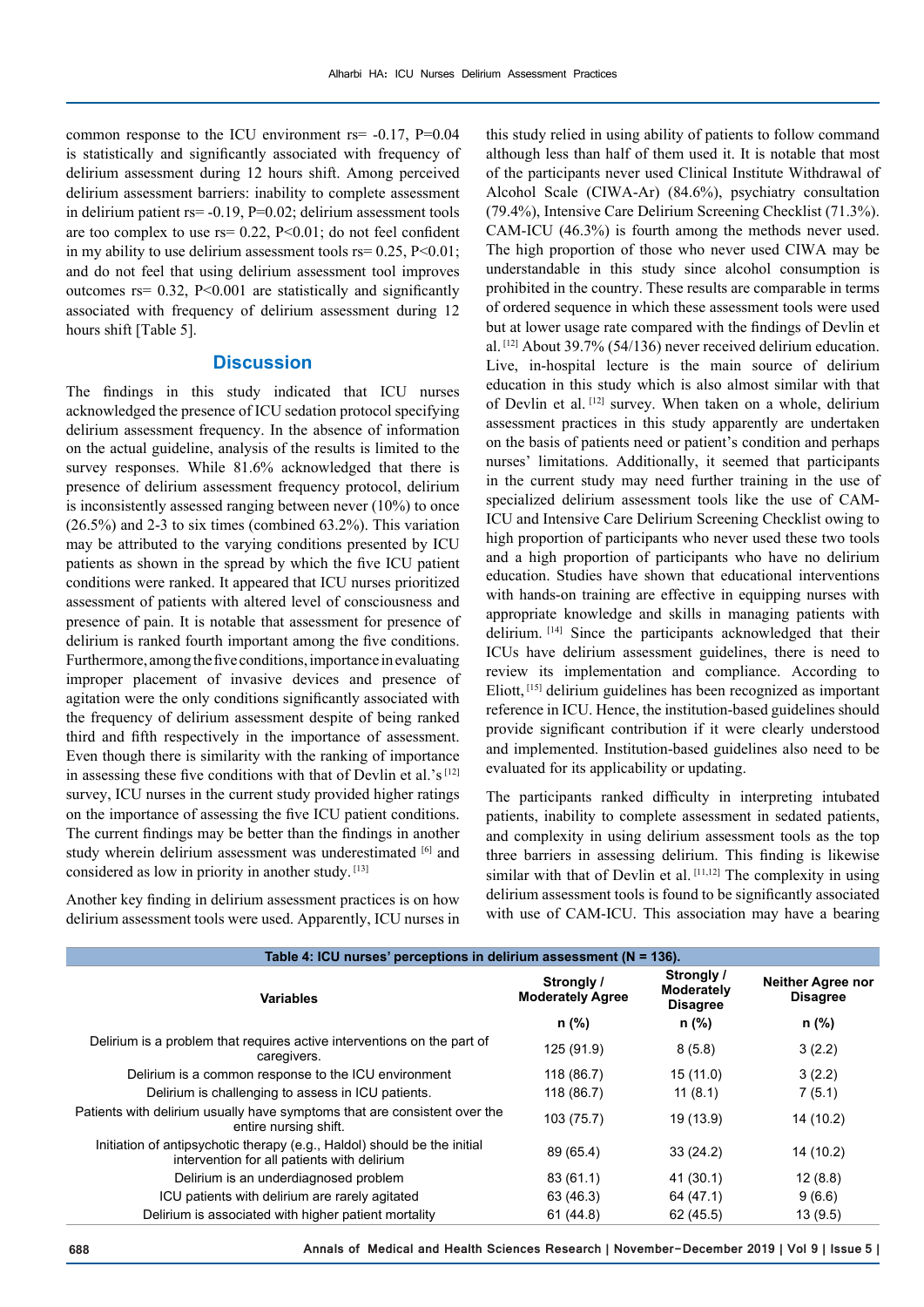common response to the ICU environment rs= -0.17, P=0.04 is statistically and significantly associated with frequency of delirium assessment during 12 hours shift. Among perceived delirium assessment barriers: inability to complete assessment in delirium patient rs= -0.19, P=0.02; delirium assessment tools are too complex to use rs= 0.22, P<0.01; do not feel confident in my ability to use delirium assessment tools rs= 0.25, P<0.01; and do not feel that using delirium assessment tool improves outcomes rs= 0.32, P<0.001 are statistically and significantly associated with frequency of delirium assessment during 12 hours shift [Table 5].

## Discussion

The findings in this study indicated that ICU nurses acknowledged the presence of ICU sedation protocol specifying delirium assessment frequency. In the absence of information on the actual guideline, analysis of the results is limited to the survey responses. While 81.6% acknowledged that there is presence of delirium assessment frequency protocol, delirium is inconsistently assessed ranging between never (10%) to once (26.5%) and 2-3 to six times (combined 63.2%). This variation may be attributed to the varying conditions presented by ICU patients as shown in the spread by which the five ICU patient conditions were ranked. It appeared that ICU nurses prioritized assessment of patients with altered level of consciousness and presence of pain. It is notable that assessment for presence of delirium is ranked fourth important among the five conditions. Furthermore, among the five conditions, importance in evaluating improper placement of invasive devices and presence of agitation were the only conditions significantly associated with the frequency of delirium assessment despite of being ranked third and fifth respectively in the importance of assessment. Even though there is similarity with the ranking of importance in assessing these five conditions with that of Devlin et al.'s [12] survey, ICU nurses in the current study provided higher ratings on the importance of assessing the five ICU patient conditions. The current findings may be better than the findings in another study wherein delirium assessment was underestimated [6] and considered as low in priority in another study. [13]

Another key finding in delirium assessment practices is on how delirium assessment tools were used. Apparently, ICU nurses in this study relied in using ability of patients to follow command although less than half of them used it. It is notable that most of the participants never used Clinical Institute Withdrawal of Alcohol Scale (CIWA-Ar) (84.6%), psychiatry consultation (79.4%), Intensive Care Delirium Screening Checklist (71.3%). CAM-ICU (46.3%) is fourth among the methods never used. The high proportion of those who never used CIWA may be understandable in this study since alcohol consumption is prohibited in the country. These results are comparable in terms of ordered sequence in which these assessment tools were used but at lower usage rate compared with the findings of Devlin et al. [12] About 39.7% (54/136) never received delirium education. Live, in-hospital lecture is the main source of delirium education in this study which is also almost similar with that of Devlin et al. [12] survey. When taken on a whole, delirium assessment practices in this study apparently are undertaken on the basis of patients need or patient's condition and perhaps nurses' limitations. Additionally, it seemed that participants in the current study may need further training in the use of specialized delirium assessment tools like the use of CAM-ICU and Intensive Care Delirium Screening Checklist owing to high proportion of participants who never used these two tools and a high proportion of participants who have no delirium education. Studies have shown that educational interventions with hands-on training are effective in equipping nurses with appropriate knowledge and skills in managing patients with delirium. [14] Since the participants acknowledged that their ICUs have delirium assessment guidelines, there is need to review its implementation and compliance. According to Eliott, [15] delirium guidelines has been recognized as important reference in ICU. Hence, the institution-based guidelines should provide significant contribution if it were clearly understood and implemented. Institution-based guidelines also need to be evaluated for its applicability or updating.

The participants ranked difficulty in interpreting intubated patients, inability to complete assessment in sedated patients, and complexity in using delirium assessment tools as the top three barriers in assessing delirium. This finding is likewise similar with that of Devlin et al. [11,12] The complexity in using delirium assessment tools is found to be significantly associated with use of CAM-ICU. This association may have a bearing

**Table 4: ICU nurses' perceptions in delirium assessment (N = 136).**

| Variables | Strongly / Moderately Agree | Strongly / Moderately Disagree | Neither Agree nor Disagree |
|---|---|---|---|
| | n (%) | n (%) | n (%) |
| Delirium is a problem that requires active interventions on the part of caregivers. | 125 (91.9) | 8 (5.8) | 3 (2.2) |
| Delirium is a common response to the ICU environment | 118 (86.7) | 15 (11.0) | 3 (2.2) |
| Delirium is challenging to assess in ICU patients. | 118 (86.7) | 11 (8.1) | 7 (5.1) |
| Patients with delirium usually have symptoms that are consistent over the entire nursing shift. | 103 (75.7) | 19 (13.9) | 14 (10.2) |
| Initiation of antipsychotic therapy (e.g., Haldol) should be the initial intervention for all patients with delirium | 89 (65.4) | 33 (24.2) | 14 (10.2) |
| Delirium is an underdiagnosed problem | 83 (61.1) | 41 (30.1) | 12 (8.8) |
| ICU patients with delirium are rarely agitated | 63 (46.3) | 64 (47.1) | 9 (6.6) |
| Delirium is associated with higher patient mortality | 61 (44.8) | 62 (45.5) | 13 (9.5) |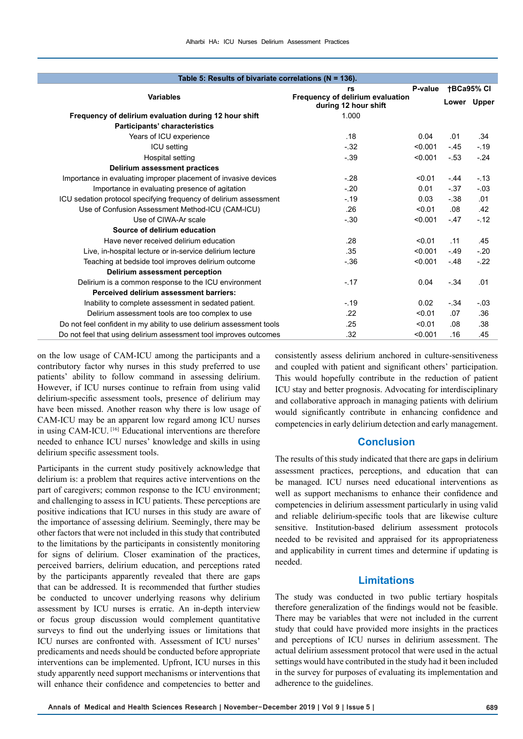**Table 5: Results of bivariate correlations (N = 136).**

| Variables | rs Frequency of delirium evaluation during 12 hour shift | P-value | †BCa95% CI Lower | Upper |
|---|---|---|---|---|
| **Frequency of delirium evaluation during 12 hour shift** | 1.000 | | | |
| **Participants' characteristics** | | | | |
| Years of ICU experience | .18 | 0.04 | .01 | .34 |
| ICU setting | -.32 | <0.001 | -.45 | -.19 |
| Hospital setting | -.39 | <0.001 | -.53 | -.24 |
| **Delirium assessment practices** | | | | |
| Importance in evaluating improper placement of invasive devices | -.28 | <0.01 | -.44 | -.13 |
| Importance in evaluating presence of agitation | -.20 | 0.01 | -.37 | -.03 |
| ICU sedation protocol specifying frequency of delirium assessment | -.19 | 0.03 | -.38 | .01 |
| Use of Confusion Assessment Method-ICU (CAM-ICU) | .26 | <0.01 | .08 | .42 |
| Use of CIWA-Ar scale | -.30 | <0.001 | -.47 | -.12 |
| **Source of delirium education** | | | | |
| Have never received delirium education | .28 | <0.01 | .11 | .45 |
| Live, in-hospital lecture or in-service delirium lecture | .35 | <0.001 | -.49 | -.20 |
| Teaching at bedside tool improves delirium outcome | -.36 | <0.001 | -.48 | -.22 |
| **Delirium assessment perception** | | | | |
| Delirium is a common response to the ICU environment | -.17 | 0.04 | -.34 | .01 |
| **Perceived delirium assessment barriers:** | | | | |
| Inability to complete assessment in sedated patient. | -.19 | 0.02 | -.34 | -.03 |
| Delirium assessment tools are too complex to use | .22 | <0.01 | .07 | .36 |
| Do not feel confident in my ability to use delirium assessment tools | .25 | <0.01 | .08 | .38 |
| Do not feel that using delirium assessment tool improves outcomes | .32 | <0.001 | .16 | .45 |

on the low usage of CAM-ICU among the participants and a contributory factor why nurses in this study preferred to use patients' ability to follow command in assessing delirium. However, if ICU nurses continue to refrain from using valid delirium-specific assessment tools, presence of delirium may have been missed. Another reason why there is low usage of CAM-ICU may be an apparent low regard among ICU nurses in using CAM-ICU.[16] Educational interventions are therefore needed to enhance ICU nurses' knowledge and skills in using delirium specific assessment tools.

Participants in the current study positively acknowledge that delirium is: a problem that requires active interventions on the part of caregivers; common response to the ICU environment; and challenging to assess in ICU patients. These perceptions are positive indications that ICU nurses in this study are aware of the importance of assessing delirium. Seemingly, there may be other factors that were not included in this study that contributed to the limitations by the participants in consistently monitoring for signs of delirium. Closer examination of the practices, perceived barriers, delirium education, and perceptions rated by the participants apparently revealed that there are gaps that can be addressed. It is recommended that further studies be conducted to uncover underlying reasons why delirium assessment by ICU nurses is erratic. An in-depth interview or focus group discussion would complement quantitative surveys to find out the underlying issues or limitations that ICU nurses are confronted with. Assessment of ICU nurses' predicaments and needs should be conducted before appropriate interventions can be implemented. Upfront, ICU nurses in this study apparently need support mechanisms or interventions that will enhance their confidence and competencies to better and consistently assess delirium anchored in culture-sensitiveness and coupled with patient and significant others' participation. This would hopefully contribute in the reduction of patient ICU stay and better prognosis. Advocating for interdisciplinary and collaborative approach in managing patients with delirium would significantly contribute in enhancing confidence and competencies in early delirium detection and early management.

## Conclusion

The results of this study indicated that there are gaps in delirium assessment practices, perceptions, and education that can be managed. ICU nurses need educational interventions as well as support mechanisms to enhance their confidence and competencies in delirium assessment particularly in using valid and reliable delirium-specific tools that are likewise culture sensitive. Institution-based delirium assessment protocols needed to be revisited and appraised for its appropriateness and applicability in current times and determine if updating is needed.

## Limitations

The study was conducted in two public tertiary hospitals therefore generalization of the findings would not be feasible. There may be variables that were not included in the current study that could have provided more insights in the practices and perceptions of ICU nurses in delirium assessment. The actual delirium assessment protocol that were used in the actual settings would have contributed in the study had it been included in the survey for purposes of evaluating its implementation and adherence to the guidelines.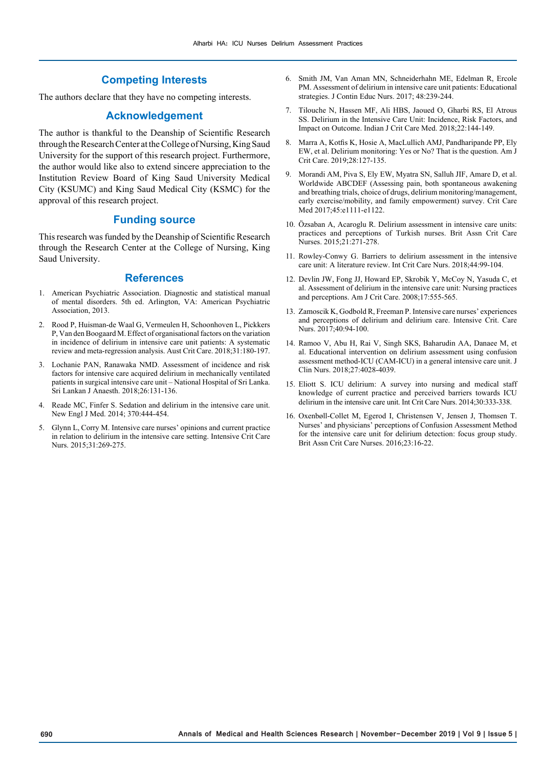## Competing Interests

The authors declare that they have no competing interests.

## Acknowledgement

The author is thankful to the Deanship of Scientific Research through the Research Center at the College of Nursing, King Saud University for the support of this research project. Furthermore, the author would like also to extend sincere appreciation to the Institution Review Board of King Saud University Medical City (KSUMC) and King Saud Medical City (KSMC) for the approval of this research project.

## Funding source

This research was funded by the Deanship of Scientific Research through the Research Center at the College of Nursing, King Saud University.

## References

1. American Psychiatric Association. Diagnostic and statistical manual of mental disorders. 5th ed. Arlington, VA: American Psychiatric Association, 2013.
2. Rood P, Huisman-de Waal G, Vermeulen H, Schoonhoven L, Pickkers P, Van den Boogaard M. Effect of organisational factors on the variation in incidence of delirium in intensive care unit patients: A systematic review and meta-regression analysis. Aust Crit Care. 2018;31:180-197.
3. Lochanie PAN, Ranawaka NMD. Assessment of incidence and risk factors for intensive care acquired delirium in mechanically ventilated patients in surgical intensive care unit – National Hospital of Sri Lanka. Sri Lankan J Anaesth. 2018;26:131-136.
4. Reade MC, Finfer S. Sedation and delirium in the intensive care unit. New Engl J Med. 2014; 370:444-454.
5. Glynn L, Corry M. Intensive care nurses' opinions and current practice in relation to delirium in the intensive care setting. Intensive Crit Care Nurs. 2015;31:269-275.
6. Smith JM, Van Aman MN, Schneiderhahn ME, Edelman R, Ercole PM. Assessment of delirium in intensive care unit patients: Educational strategies. J Contin Educ Nurs. 2017; 48:239-244.
7. Tilouche N, Hassen MF, Ali HBS, Jaoued O, Gharbi RS, El Atrous SS. Delirium in the Intensive Care Unit: Incidence, Risk Factors, and Impact on Outcome. Indian J Crit Care Med. 2018;22:144-149.
8. Marra A, Kotfis K, Hosie A, MacLullich AMJ, Pandharipande PP, Ely EW, et al. Delirium monitoring: Yes or No? That is the question. Am J Crit Care. 2019;28:127-135.
9. Morandi AM, Piva S, Ely EW, Myatra SN, Salluh JIF, Amare D, et al. Worldwide ABCDEF (Assessing pain, both spontaneous awakening and breathing trials, choice of drugs, delirium monitoring/management, early exercise/mobility, and family empowerment) survey. Crit Care Med 2017;45:e1111-e1122.
10. Özsaban A, Acaroglu R. Delirium assessment in intensive care units: practices and perceptions of Turkish nurses. Brit Assn Crit Care Nurses. 2015;21:271-278.
11. Rowley-Conwy G. Barriers to delirium assessment in the intensive care unit: A literature review. Int Crit Care Nurs. 2018;44:99-104.
12. Devlin JW, Fong JJ, Howard EP, Skrobik Y, McCoy N, Yasuda C, et al. Assessment of delirium in the intensive care unit: Nursing practices and perceptions. Am J Crit Care. 2008;17:555-565.
13. Zamoscik K, Godbold R, Freeman P. Intensive care nurses' experiences and perceptions of delirium and delirium care. Intensive Crit. Care Nurs. 2017;40:94-100.
14. Ramoo V, Abu H, Rai V, Singh SKS, Baharudin AA, Danaee M, et al. Educational intervention on delirium assessment using confusion assessment method-ICU (CAM-ICU) in a general intensive care unit. J Clin Nurs. 2018;27:4028-4039.
15. Eliott S. ICU delirium: A survey into nursing and medical staff knowledge of current practice and perceived barriers towards ICU delirium in the intensive care unit. Int Crit Care Nurs. 2014;30:333-338.
16. Oxenbøll-Collet M, Egerod I, Christensen V, Jensen J, Thomsen T. Nurses' and physicians' perceptions of Confusion Assessment Method for the intensive care unit for delirium detection: focus group study. Brit Assn Crit Care Nurses. 2016;23:16-22.